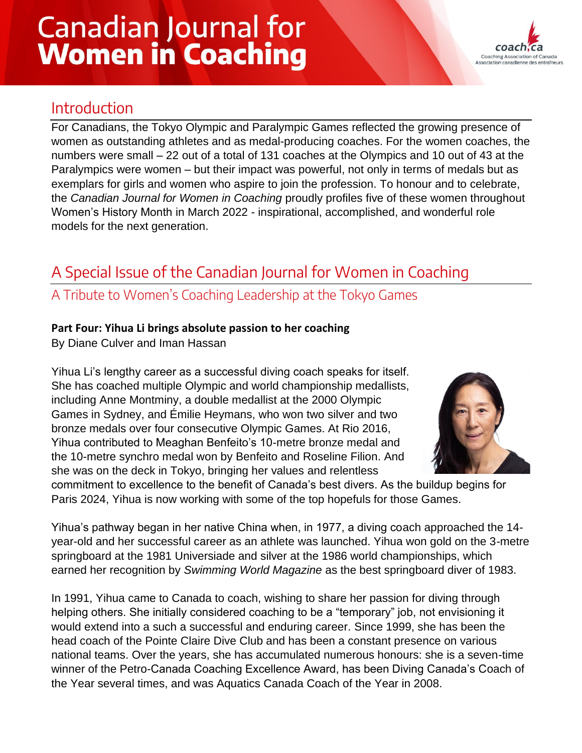# Canadian Journal for Women in Coaching

## Introduction

For Canadians, the Tokyo Olympic and Paralympic Games reflected the growing presence of women as outstanding athletes and as medal-producing coaches. For the women coaches, the numbers were small – 22 out of a total of 131 coaches at the Olympics and 10 out of 43 at the Paralympics were women – but their impact was powerful, not only in terms of medals but as exemplars for girls and women who aspire to join the profession. To honour and to celebrate, the *Canadian Journal for Women in Coaching* proudly profiles five of these women throughout Women's History Month in March 2022 - inspirational, accomplished, and wonderful role models for the next generation.

## A Special Issue of the Canadian Journal for Women in Coaching

### A Tribute to Women's Coaching Leadership at the Tokyo Games

**Part Four: Yihua Li brings absolute passion to her coaching**

By Diane Culver and Iman Hassan

Yihua Li's lengthy career as a successful diving coach speaks for itself. She has coached multiple Olympic and world championship medallists, including Anne Montminy, a double medallist at the 2000 Olympic Games in Sydney, and Émilie Heymans, who won two silver and two bronze medals over four consecutive Olympic Games. At Rio 2016, Yihua contributed to Meaghan Benfeito's 10-metre bronze medal and the 10-metre synchro medal won by Benfeito and Roseline Filion. And she was on the deck in Tokyo, bringing her values and relentless commitment to excellence to the benefit of Canada's best divers. As the buildup begins for Paris 2024, Yihua is now working with some of the top hopefuls for those Games.

Yihua's pathway began in her native China when, in 1977, a diving coach approached the 14-year-old and her successful career as an athlete was launched. Yihua won gold on the 3-metre springboard at the 1981 Universiade and silver at the 1986 world championships, which earned her recognition by *Swimming World Magazine* as the best springboard diver of 1983.

In 1991, Yihua came to Canada to coach, wishing to share her passion for diving through helping others. She initially considered coaching to be a "temporary" job, not envisioning it would extend into a such a successful and enduring career. Since 1999, she has been the head coach of the Pointe Claire Dive Club and has been a constant presence on various national teams. Over the years, she has accumulated numerous honours: she is a seven-time winner of the Petro-Canada Coaching Excellence Award, has been Diving Canada's Coach of the Year several times, and was Aquatics Canada Coach of the Year in 2008.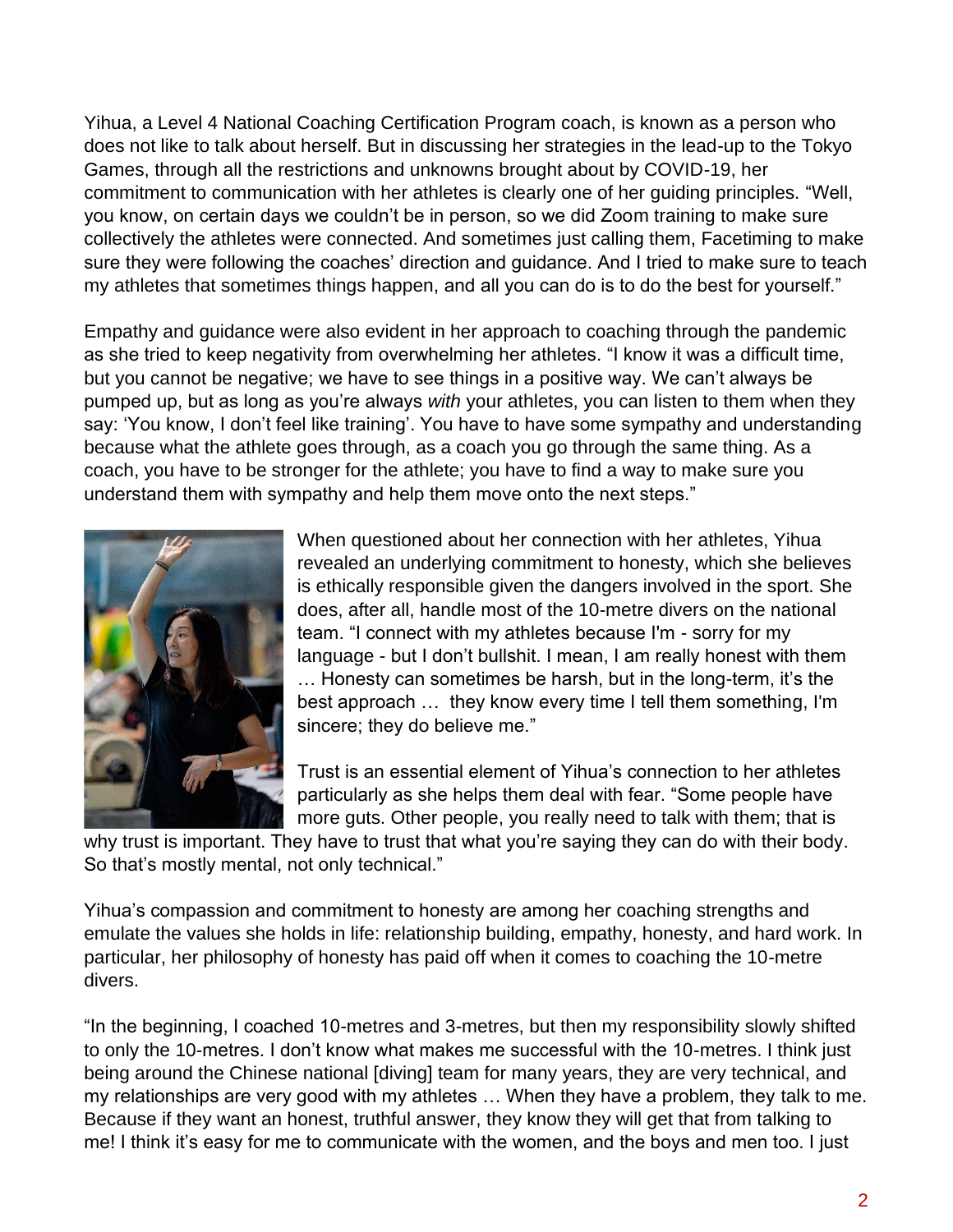Yihua, a Level 4 National Coaching Certification Program coach, is known as a person who does not like to talk about herself. But in discussing her strategies in the lead-up to the Tokyo Games, through all the restrictions and unknowns brought about by COVID-19, her commitment to communication with her athletes is clearly one of her guiding principles. "Well, you know, on certain days we couldn't be in person, so we did Zoom training to make sure collectively the athletes were connected. And sometimes just calling them, Facetiming to make sure they were following the coaches' direction and guidance. And I tried to make sure to teach my athletes that sometimes things happen, and all you can do is to do the best for yourself."

Empathy and guidance were also evident in her approach to coaching through the pandemic as she tried to keep negativity from overwhelming her athletes. "I know it was a difficult time, but you cannot be negative; we have to see things in a positive way. We can't always be pumped up, but as long as you're always *with* your athletes, you can listen to them when they say: 'You know, I don't feel like training'. You have to have some sympathy and understanding because what the athlete goes through, as a coach you go through the same thing. As a coach, you have to be stronger for the athlete; you have to find a way to make sure you understand them with sympathy and help them move onto the next steps."

When questioned about her connection with her athletes, Yihua revealed an underlying commitment to honesty, which she believes is ethically responsible given the dangers involved in the sport. She does, after all, handle most of the 10-metre divers on the national team. "I connect with my athletes because I'm - sorry for my language - but I don't bullshit. I mean, I am really honest with them … Honesty can sometimes be harsh, but in the long-term, it's the best approach … they know every time I tell them something, I'm sincere; they do believe me."

Trust is an essential element of Yihua's connection to her athletes particularly as she helps them deal with fear. "Some people have more guts. Other people, you really need to talk with them; that is why trust is important. They have to trust that what you're saying they can do with their body. So that's mostly mental, not only technical."

Yihua's compassion and commitment to honesty are among her coaching strengths and emulate the values she holds in life: relationship building, empathy, honesty, and hard work. In particular, her philosophy of honesty has paid off when it comes to coaching the 10-metre divers.

"In the beginning, I coached 10-metres and 3-metres, but then my responsibility slowly shifted to only the 10-metres. I don't know what makes me successful with the 10-metres. I think just being around the Chinese national [diving] team for many years, they are very technical, and my relationships are very good with my athletes … When they have a problem, they talk to me. Because if they want an honest, truthful answer, they know they will get that from talking to me! I think it's easy for me to communicate with the women, and the boys and men too. I just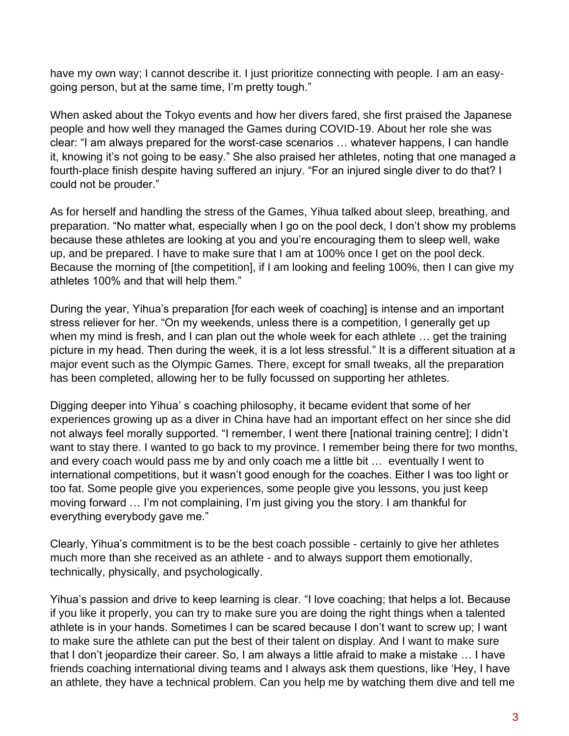have my own way; I cannot describe it. I just prioritize connecting with people. I am an easy-going person, but at the same time, I'm pretty tough."

When asked about the Tokyo events and how her divers fared, she first praised the Japanese people and how well they managed the Games during COVID-19. About her role she was clear: "I am always prepared for the worst-case scenarios … whatever happens, I can handle it, knowing it's not going to be easy." She also praised her athletes, noting that one managed a fourth-place finish despite having suffered an injury. "For an injured single diver to do that? I could not be prouder."

As for herself and handling the stress of the Games, Yihua talked about sleep, breathing, and preparation. "No matter what, especially when I go on the pool deck, I don't show my problems because these athletes are looking at you and you're encouraging them to sleep well, wake up, and be prepared. I have to make sure that I am at 100% once I get on the pool deck. Because the morning of [the competition], if I am looking and feeling 100%, then I can give my athletes 100% and that will help them."

During the year, Yihua's preparation [for each week of coaching] is intense and an important stress reliever for her. "On my weekends, unless there is a competition, I generally get up when my mind is fresh, and I can plan out the whole week for each athlete … get the training picture in my head. Then during the week, it is a lot less stressful." It is a different situation at a major event such as the Olympic Games. There, except for small tweaks, all the preparation has been completed, allowing her to be fully focussed on supporting her athletes.

Digging deeper into Yihua' s coaching philosophy, it became evident that some of her experiences growing up as a diver in China have had an important effect on her since she did not always feel morally supported. "I remember, I went there [national training centre]; I didn't want to stay there. I wanted to go back to my province. I remember being there for two months, and every coach would pass me by and only coach me a little bit … eventually I went to international competitions, but it wasn't good enough for the coaches. Either I was too light or too fat. Some people give you experiences, some people give you lessons, you just keep moving forward … I'm not complaining, I'm just giving you the story. I am thankful for everything everybody gave me."

Clearly, Yihua's commitment is to be the best coach possible - certainly to give her athletes much more than she received as an athlete - and to always support them emotionally, technically, physically, and psychologically.

Yihua's passion and drive to keep learning is clear. "I love coaching; that helps a lot. Because if you like it properly, you can try to make sure you are doing the right things when a talented athlete is in your hands. Sometimes I can be scared because I don't want to screw up; I want to make sure the athlete can put the best of their talent on display. And I want to make sure that I don't jeopardize their career. So, I am always a little afraid to make a mistake … I have friends coaching international diving teams and I always ask them questions, like 'Hey, I have an athlete, they have a technical problem. Can you help me by watching them dive and tell me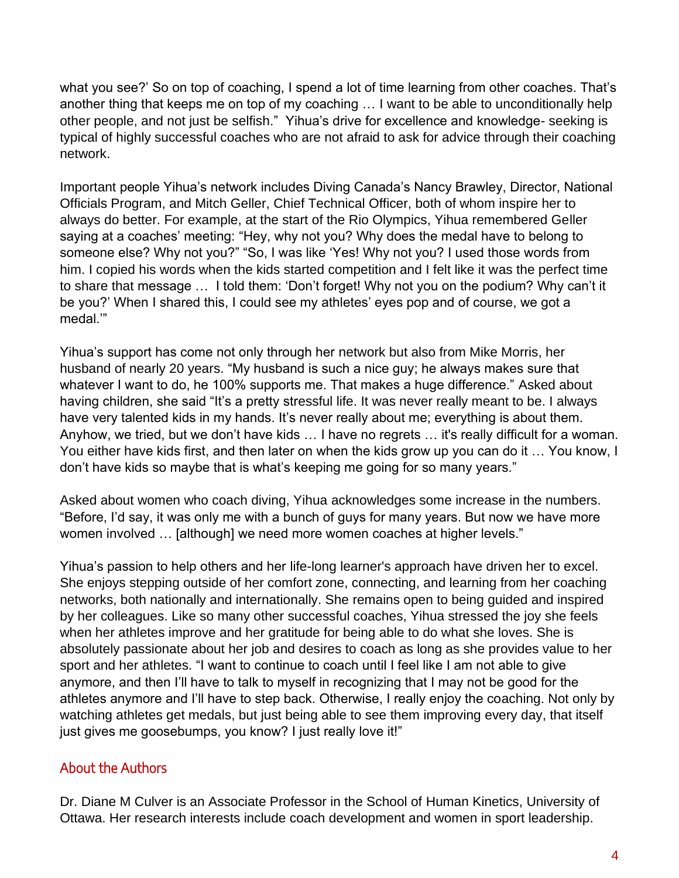what you see?' So on top of coaching, I spend a lot of time learning from other coaches. That's another thing that keeps me on top of my coaching … I want to be able to unconditionally help other people, and not just be selfish." Yihua's drive for excellence and knowledge- seeking is typical of highly successful coaches who are not afraid to ask for advice through their coaching network.

Important people Yihua's network includes Diving Canada's Nancy Brawley, Director, National Officials Program, and Mitch Geller, Chief Technical Officer, both of whom inspire her to always do better. For example, at the start of the Rio Olympics, Yihua remembered Geller saying at a coaches' meeting: "Hey, why not you? Why does the medal have to belong to someone else? Why not you?" "So, I was like 'Yes! Why not you? I used those words from him. I copied his words when the kids started competition and I felt like it was the perfect time to share that message … I told them: 'Don't forget! Why not you on the podium? Why can't it be you?' When I shared this, I could see my athletes' eyes pop and of course, we got a medal.'"

Yihua's support has come not only through her network but also from Mike Morris, her husband of nearly 20 years. "My husband is such a nice guy; he always makes sure that whatever I want to do, he 100% supports me. That makes a huge difference." Asked about having children, she said "It's a pretty stressful life. It was never really meant to be. I always have very talented kids in my hands. It's never really about me; everything is about them. Anyhow, we tried, but we don't have kids … I have no regrets … it's really difficult for a woman. You either have kids first, and then later on when the kids grow up you can do it … You know, I don't have kids so maybe that is what's keeping me going for so many years."

Asked about women who coach diving, Yihua acknowledges some increase in the numbers. "Before, I'd say, it was only me with a bunch of guys for many years. But now we have more women involved … [although] we need more women coaches at higher levels."

Yihua's passion to help others and her life-long learner's approach have driven her to excel. She enjoys stepping outside of her comfort zone, connecting, and learning from her coaching networks, both nationally and internationally. She remains open to being guided and inspired by her colleagues. Like so many other successful coaches, Yihua stressed the joy she feels when her athletes improve and her gratitude for being able to do what she loves. She is absolutely passionate about her job and desires to coach as long as she provides value to her sport and her athletes. "I want to continue to coach until I feel like I am not able to give anymore, and then I'll have to talk to myself in recognizing that I may not be good for the athletes anymore and I'll have to step back. Otherwise, I really enjoy the coaching. Not only by watching athletes get medals, but just being able to see them improving every day, that itself just gives me goosebumps, you know? I just really love it!"

## About the Authors

Dr. Diane M Culver is an Associate Professor in the School of Human Kinetics, University of Ottawa. Her research interests include coach development and women in sport leadership.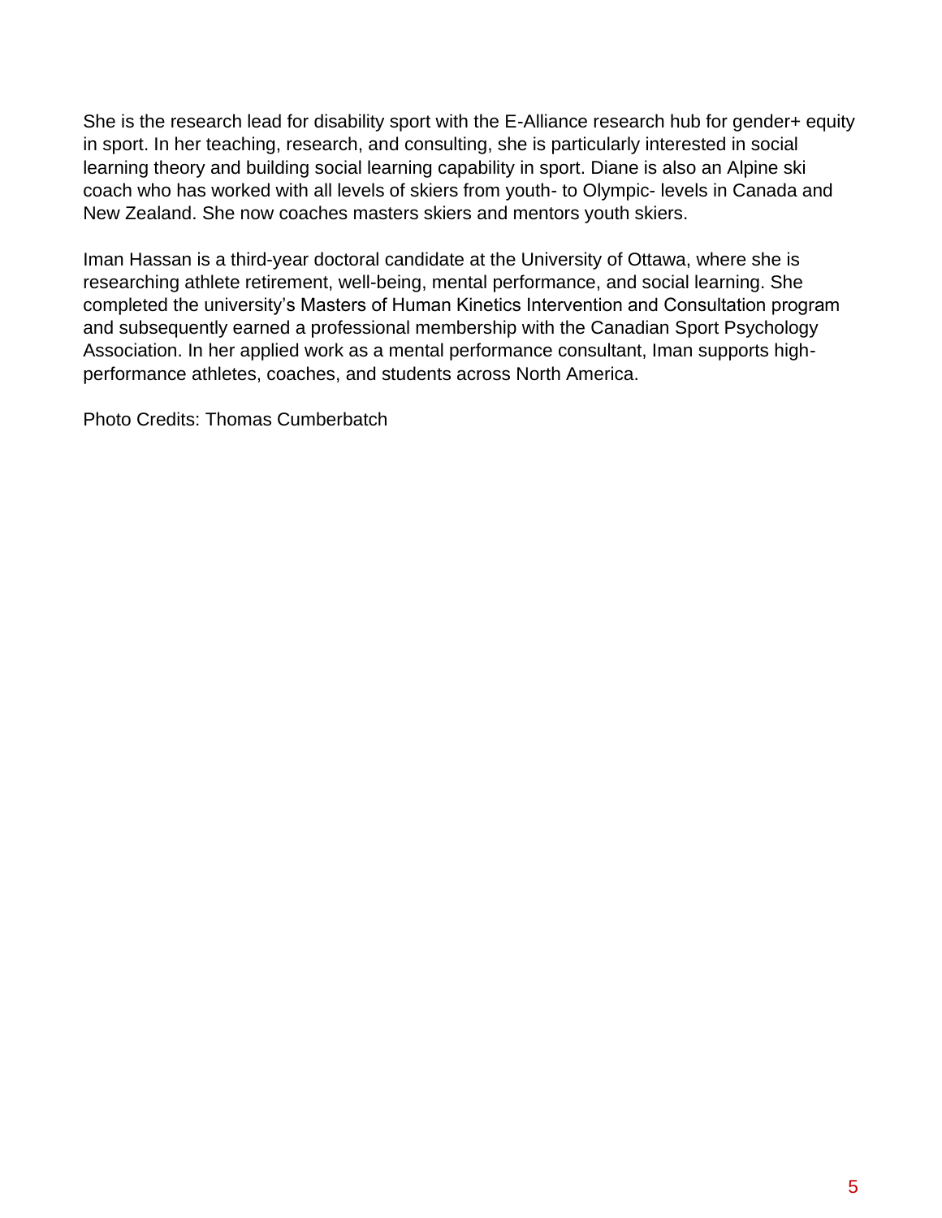She is the research lead for disability sport with the E-Alliance research hub for gender+ equity in sport. In her teaching, research, and consulting, she is particularly interested in social learning theory and building social learning capability in sport. Diane is also an Alpine ski coach who has worked with all levels of skiers from youth- to Olympic- levels in Canada and New Zealand. She now coaches masters skiers and mentors youth skiers.

Iman Hassan is a third-year doctoral candidate at the University of Ottawa, where she is researching athlete retirement, well-being, mental performance, and social learning. She completed the university's Masters of Human Kinetics Intervention and Consultation program and subsequently earned a professional membership with the Canadian Sport Psychology Association. In her applied work as a mental performance consultant, Iman supports high-performance athletes, coaches, and students across North America.

Photo Credits: Thomas Cumberbatch